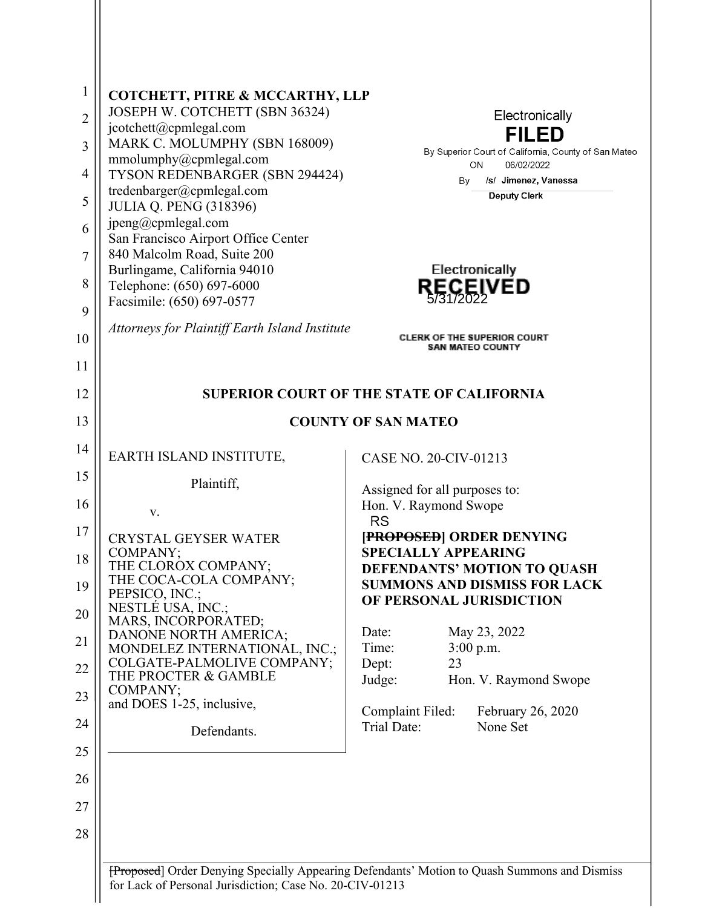**COTCHETT, PITRE & MCCARTHY, LLP**
JOSEPH W. COTCHETT (SBN 36324)
jcotchett@cpmlegal.com
MARK C. MOLUMPHY (SBN 168009)
mmolumphy@cpmlegal.com
TYSON REDENBARGER (SBN 294424)
tredenbarger@cpmlegal.com
JULIA Q. PENG (318396)
jpeng@cpmlegal.com
San Francisco Airport Office Center
840 Malcolm Road, Suite 200
Burlingame, California 94010
Telephone: (650) 697-6000
Facsimile: (650) 697-0577

*Attorneys for Plaintiff Earth Island Institute*

Electronically
**FILED**
By Superior Court of California, County of San Mateo
ON 06/02/2022
By /s/ Jimenez, Vanessa
Deputy Clerk

Electronically
**RECEIVED**
5/31/2022
CLERK OF THE SUPERIOR COURT
SAN MATEO COUNTY

**SUPERIOR COURT OF THE STATE OF CALIFORNIA**

**COUNTY OF SAN MATEO**

EARTH ISLAND INSTITUTE,

Plaintiff,

v.

CRYSTAL GEYSER WATER COMPANY;
THE CLOROX COMPANY;
THE COCA-COLA COMPANY;
PEPSICO, INC.;
NESTLÉ USA, INC.;
MARS, INCORPORATED;
DANONE NORTH AMERICA;
MONDELEZ INTERNATIONAL, INC.;
COLGATE-PALMOLIVE COMPANY;
THE PROCTER & GAMBLE COMPANY;
and DOES 1-25, inclusive,

Defendants.

CASE NO. 20-CIV-01213

Assigned for all purposes to:
Hon. V. Raymond Swope
RS

**[~~PROPOSED~~] ORDER DENYING SPECIALLY APPEARING DEFENDANTS' MOTION TO QUASH SUMMONS AND DISMISS FOR LACK OF PERSONAL JURISDICTION**

Date: May 23, 2022
Time: 3:00 p.m.
Dept: 23
Judge: Hon. V. Raymond Swope

Complaint Filed: February 26, 2020
Trial Date: None Set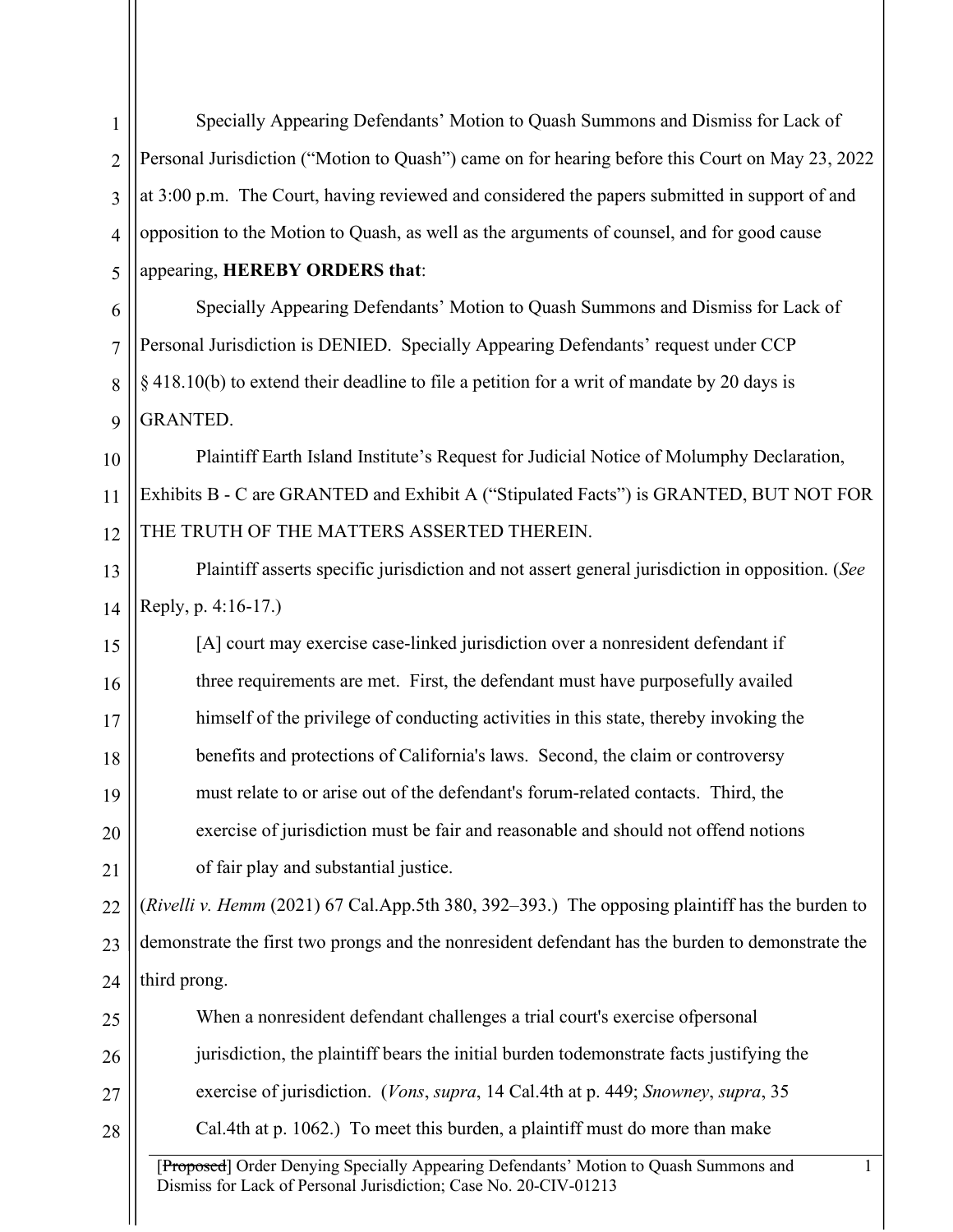Specially Appearing Defendants' Motion to Quash Summons and Dismiss for Lack of Personal Jurisdiction ("Motion to Quash") came on for hearing before this Court on May 23, 2022 at 3:00 p.m. The Court, having reviewed and considered the papers submitted in support of and opposition to the Motion to Quash, as well as the arguments of counsel, and for good cause appearing, **HEREBY ORDERS that**:

Specially Appearing Defendants' Motion to Quash Summons and Dismiss for Lack of Personal Jurisdiction is DENIED. Specially Appearing Defendants' request under CCP § 418.10(b) to extend their deadline to file a petition for a writ of mandate by 20 days is GRANTED.

Plaintiff Earth Island Institute's Request for Judicial Notice of Molumphy Declaration, Exhibits B - C are GRANTED and Exhibit A ("Stipulated Facts") is GRANTED, BUT NOT FOR THE TRUTH OF THE MATTERS ASSERTED THEREIN.

Plaintiff asserts specific jurisdiction and not assert general jurisdiction in opposition. (*See* Reply, p. 4:16-17.)

> [A] court may exercise case-linked jurisdiction over a nonresident defendant if three requirements are met. First, the defendant must have purposefully availed himself of the privilege of conducting activities in this state, thereby invoking the benefits and protections of California's laws. Second, the claim or controversy must relate to or arise out of the defendant's forum-related contacts. Third, the exercise of jurisdiction must be fair and reasonable and should not offend notions of fair play and substantial justice.

(*Rivelli v. Hemm* (2021) 67 Cal.App.5th 380, 392–393.) The opposing plaintiff has the burden to demonstrate the first two prongs and the nonresident defendant has the burden to demonstrate the third prong.

> When a nonresident defendant challenges a trial court's exercise ofpersonal jurisdiction, the plaintiff bears the initial burden todemonstrate facts justifying the exercise of jurisdiction. (*Vons*, *supra*, 14 Cal.4th at p. 449; *Snowney*, *supra*, 35 Cal.4th at p. 1062.) To meet this burden, a plaintiff must do more than make

[~~Proposed~~] Order Denying Specially Appearing Defendants' Motion to Quash Summons and Dismiss for Lack of Personal Jurisdiction; Case No. 20-CIV-01213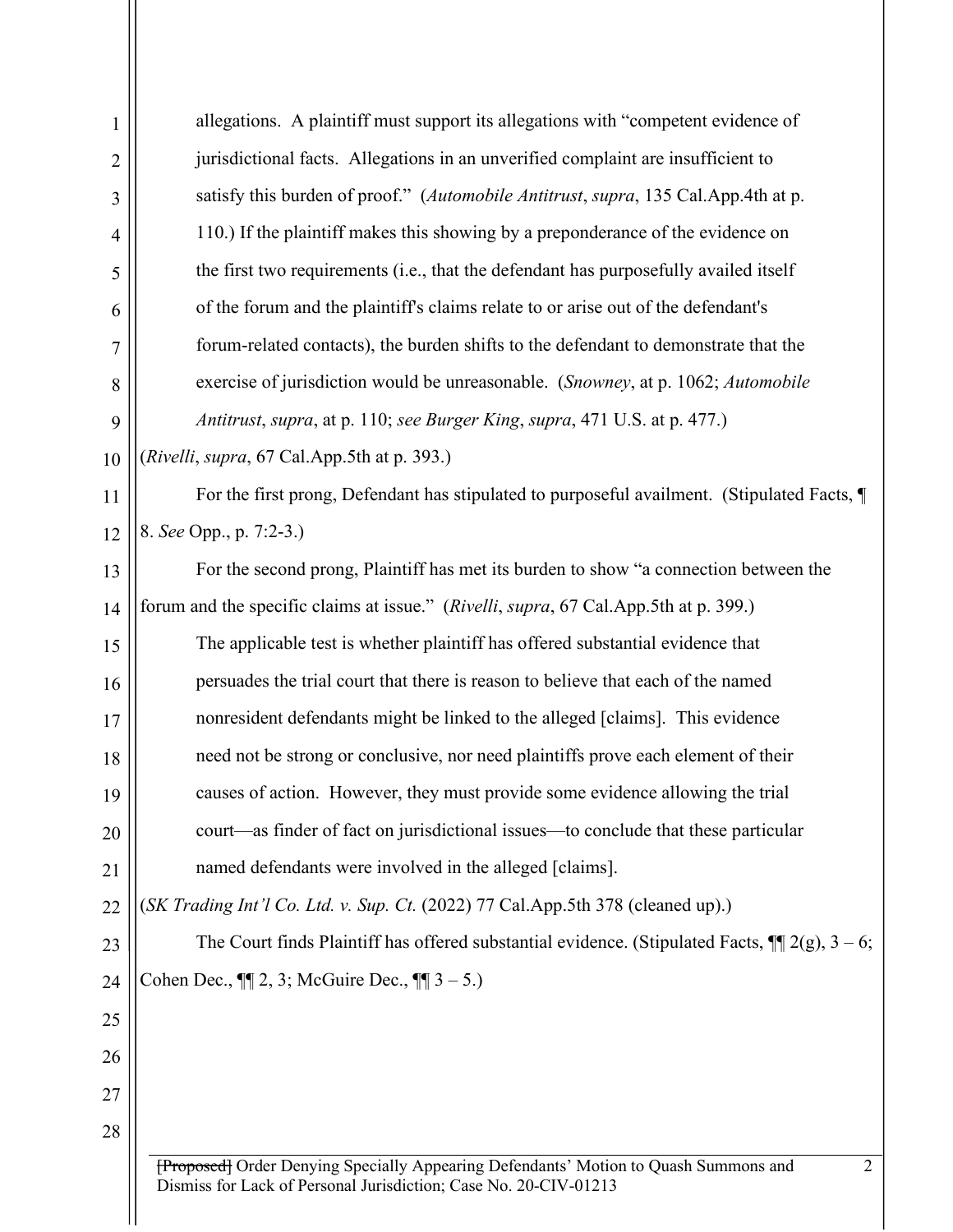> allegations. A plaintiff must support its allegations with "competent evidence of jurisdictional facts. Allegations in an unverified complaint are insufficient to satisfy this burden of proof." (*Automobile Antitrust*, *supra*, 135 Cal.App.4th at p. 110.) If the plaintiff makes this showing by a preponderance of the evidence on the first two requirements (i.e., that the defendant has purposefully availed itself of the forum and the plaintiff's claims relate to or arise out of the defendant's forum-related contacts), the burden shifts to the defendant to demonstrate that the exercise of jurisdiction would be unreasonable. (*Snowney*, at p. 1062; *Automobile Antitrust*, *supra*, at p. 110; *see Burger King*, *supra*, 471 U.S. at p. 477.)

(*Rivelli*, *supra*, 67 Cal.App.5th at p. 393.)

For the first prong, Defendant has stipulated to purposeful availment. (Stipulated Facts, ¶ 8. *See* Opp., p. 7:2-3.)

For the second prong, Plaintiff has met its burden to show "a connection between the forum and the specific claims at issue." (*Rivelli*, *supra*, 67 Cal.App.5th at p. 399.)

> The applicable test is whether plaintiff has offered substantial evidence that persuades the trial court that there is reason to believe that each of the named nonresident defendants might be linked to the alleged [claims]. This evidence need not be strong or conclusive, nor need plaintiffs prove each element of their causes of action. However, they must provide some evidence allowing the trial court—as finder of fact on jurisdictional issues—to conclude that these particular named defendants were involved in the alleged [claims].

(*SK Trading Int'l Co. Ltd. v. Sup. Ct.* (2022) 77 Cal.App.5th 378 (cleaned up).)

The Court finds Plaintiff has offered substantial evidence. (Stipulated Facts, ¶¶ 2(g), 3 – 6; Cohen Dec., ¶¶ 2, 3; McGuire Dec., ¶¶ 3 – 5.)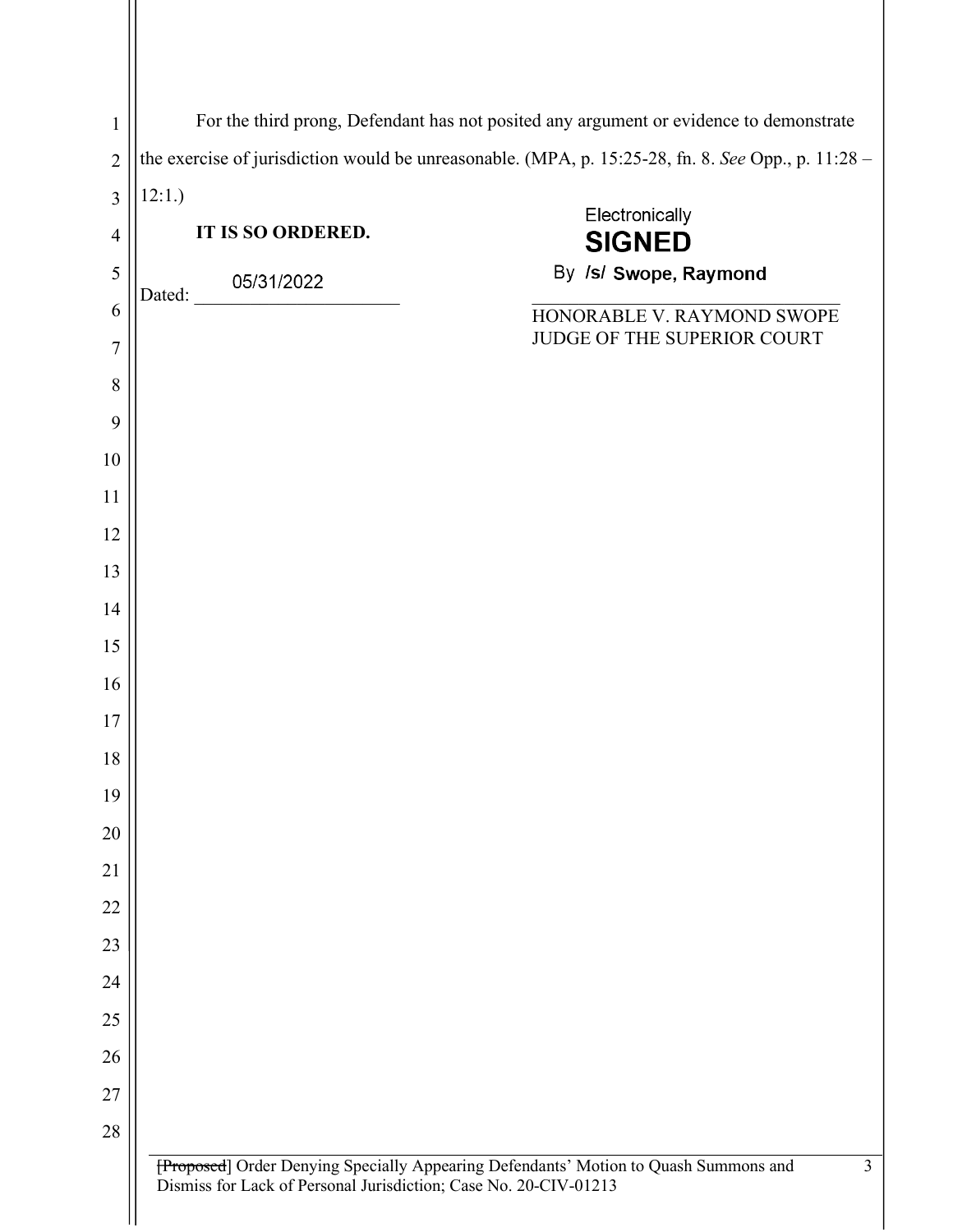For the third prong, Defendant has not posited any argument or evidence to demonstrate the exercise of jurisdiction would be unreasonable. (MPA, p. 15:25-28, fn. 8. *See* Opp., p. 11:28 – 12:1.)

**IT IS SO ORDERED.**

Dated: 05/31/2022

Electronically
**SIGNED**
By /s/ Swope, Raymond

HONORABLE V. RAYMOND SWOPE
JUDGE OF THE SUPERIOR COURT